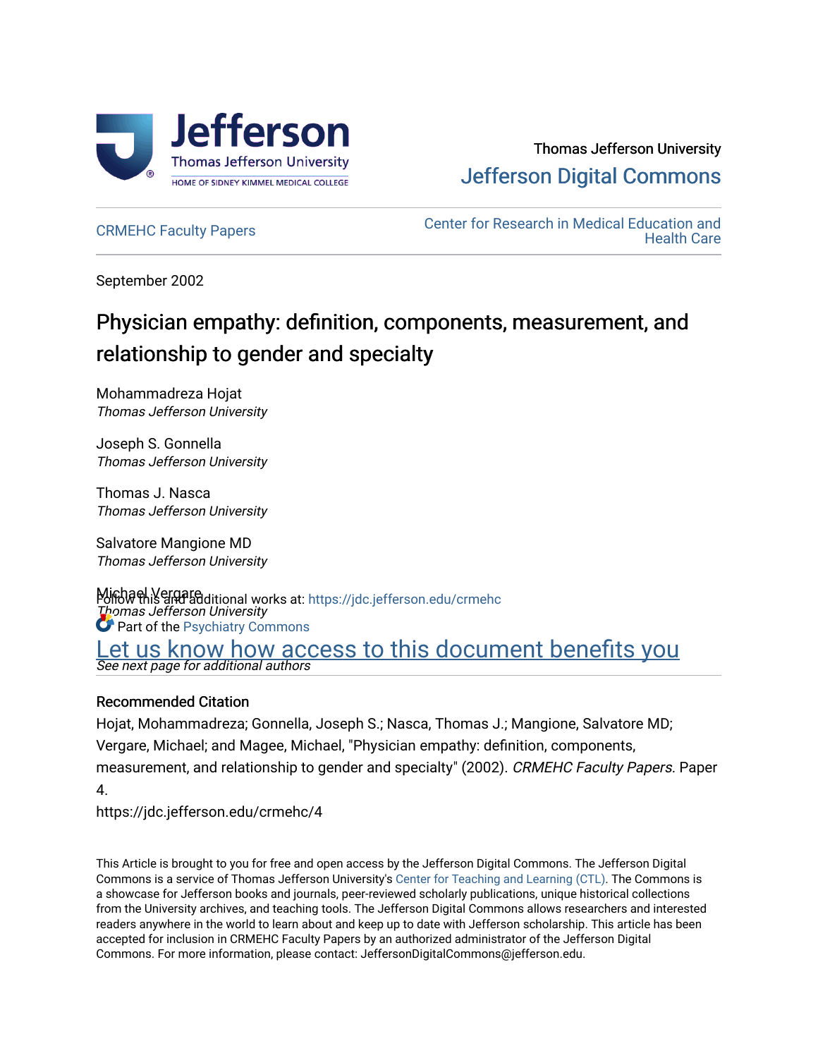Thomas Jefferson University

Jefferson Digital Commons

CRMEHC Faculty Papers

Center for Research in Medical Education and Health Care

September 2002

# Physician empathy: definition, components, measurement, and relationship to gender and specialty

Mohammadreza Hojat
*Thomas Jefferson University*

Joseph S. Gonnella
*Thomas Jefferson University*

Thomas J. Nasca
*Thomas Jefferson University*

Salvatore Mangione MD
*Thomas Jefferson University*

Michael Vergare
*Thomas Jefferson University*

*See next page for additional authors*

Follow this and additional works at: https://jdc.jefferson.edu/crmehc

Part of the Psychiatry Commons

Let us know how access to this document benefits you

## Recommended Citation

Hojat, Mohammadreza; Gonnella, Joseph S.; Nasca, Thomas J.; Mangione, Salvatore MD; Vergare, Michael; and Magee, Michael, "Physician empathy: definition, components, measurement, and relationship to gender and specialty" (2002). *CRMEHC Faculty Papers.* Paper 4.

https://jdc.jefferson.edu/crmehc/4

This Article is brought to you for free and open access by the Jefferson Digital Commons. The Jefferson Digital Commons is a service of Thomas Jefferson University's Center for Teaching and Learning (CTL). The Commons is a showcase for Jefferson books and journals, peer-reviewed scholarly publications, unique historical collections from the University archives, and teaching tools. The Jefferson Digital Commons allows researchers and interested readers anywhere in the world to learn about and keep up to date with Jefferson scholarship. This article has been accepted for inclusion in CRMEHC Faculty Papers by an authorized administrator of the Jefferson Digital Commons. For more information, please contact: JeffersonDigitalCommons@jefferson.edu.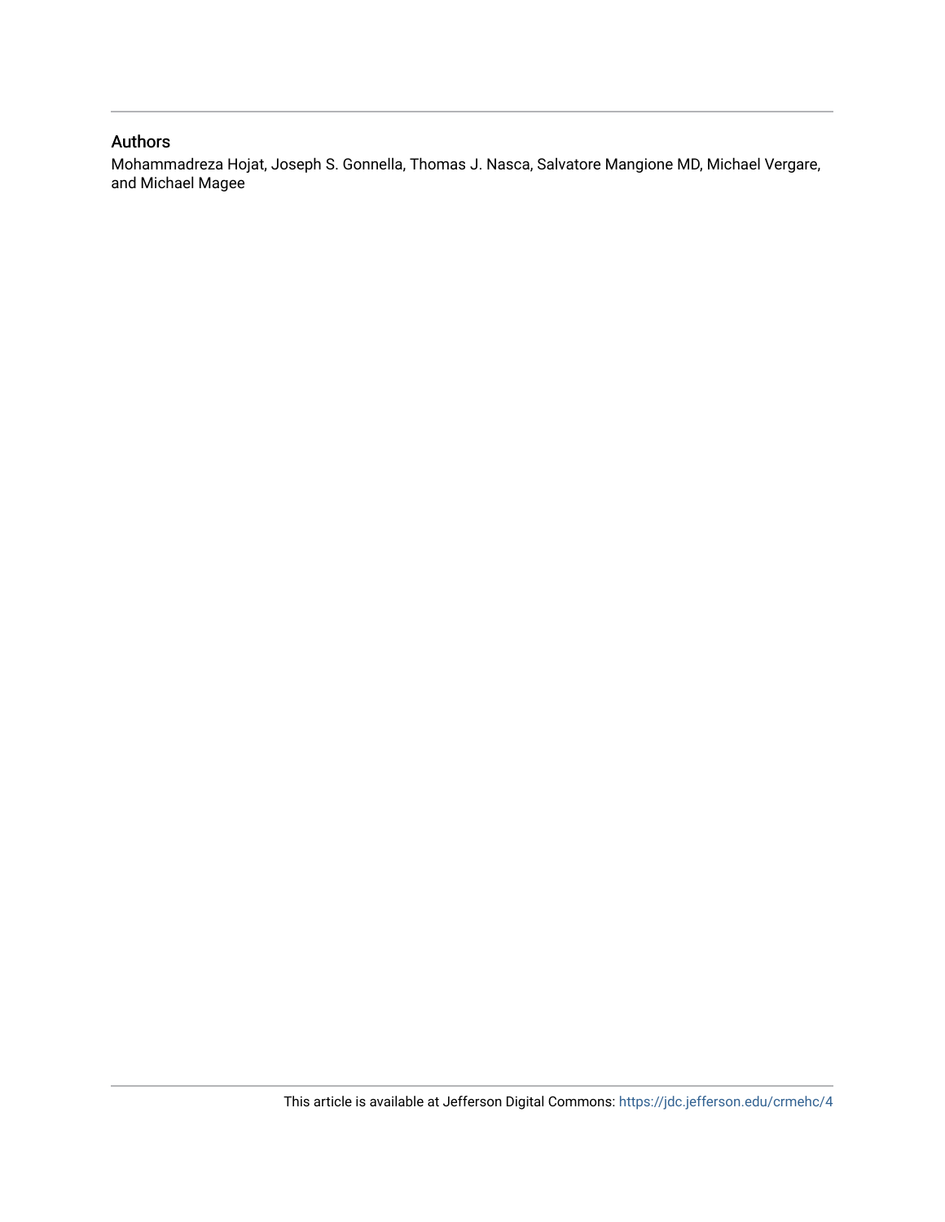## Authors

Mohammadreza Hojat, Joseph S. Gonnella, Thomas J. Nasca, Salvatore Mangione MD, Michael Vergare, and Michael Magee

This article is available at Jefferson Digital Commons: https://jdc.jefferson.edu/crmehc/4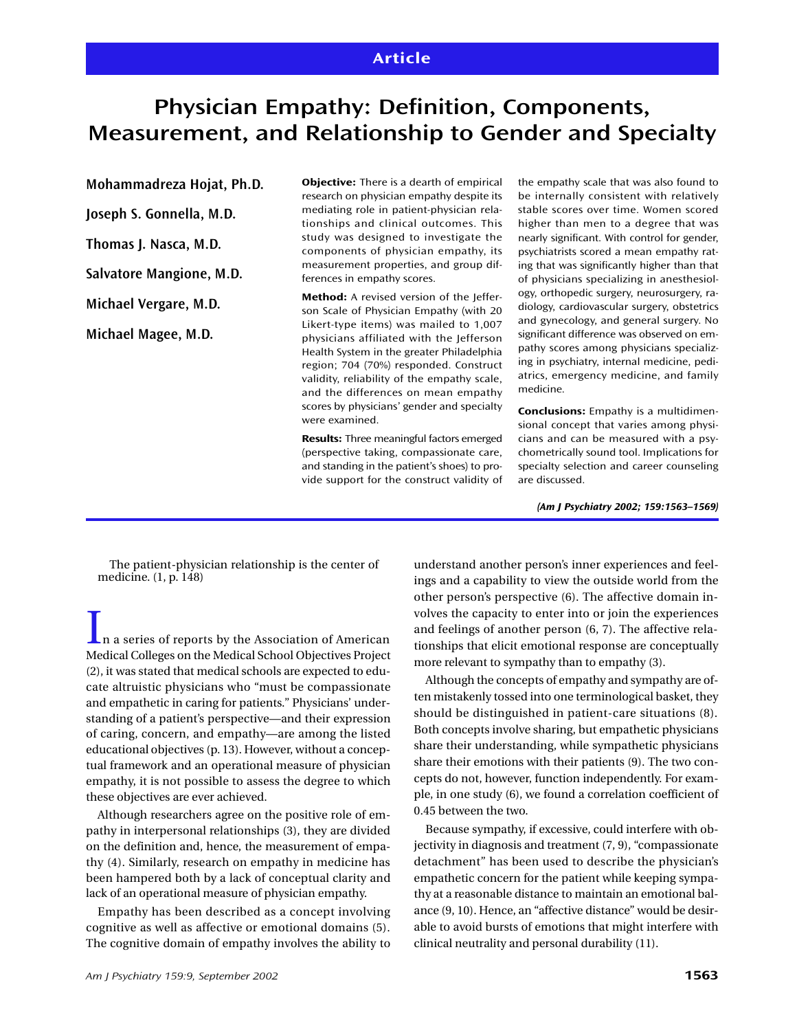Article

# Physician Empathy: Definition, Components, Measurement, and Relationship to Gender and Specialty

**Mohammadreza Hojat, Ph.D.**

**Joseph S. Gonnella, M.D.**

**Thomas J. Nasca, M.D.**

**Salvatore Mangione, M.D.**

**Michael Vergare, M.D.**

**Michael Magee, M.D.**

**Objective:** There is a dearth of empirical research on physician empathy despite its mediating role in patient-physician relationships and clinical outcomes. This study was designed to investigate the components of physician empathy, its measurement properties, and group differences in empathy scores.

**Method:** A revised version of the Jefferson Scale of Physician Empathy (with 20 Likert-type items) was mailed to 1,007 physicians affiliated with the Jefferson Health System in the greater Philadelphia region; 704 (70%) responded. Construct validity, reliability of the empathy scale, and the differences on mean empathy scores by physicians' gender and specialty were examined.

**Results:** Three meaningful factors emerged (perspective taking, compassionate care, and standing in the patient's shoes) to provide support for the construct validity of the empathy scale that was also found to be internally consistent with relatively stable scores over time. Women scored higher than men to a degree that was nearly significant. With control for gender, psychiatrists scored a mean empathy rating that was significantly higher than that of physicians specializing in anesthesiology, orthopedic surgery, neurosurgery, radiology, cardiovascular surgery, obstetrics and gynecology, and general surgery. No significant difference was observed on empathy scores among physicians specializing in psychiatry, internal medicine, pediatrics, emergency medicine, and family medicine.

**Conclusions:** Empathy is a multidimensional concept that varies among physicians and can be measured with a psychometrically sound tool. Implications for specialty selection and career counseling are discussed.

*(Am J Psychiatry 2002; 159:1563–1569)*

The patient-physician relationship is the center of medicine. (1, p. 148)

In a series of reports by the Association of American Medical Colleges on the Medical School Objectives Project (2), it was stated that medical schools are expected to educate altruistic physicians who "must be compassionate and empathetic in caring for patients." Physicians' understanding of a patient's perspective—and their expression of caring, concern, and empathy—are among the listed educational objectives (p. 13). However, without a conceptual framework and an operational measure of physician empathy, it is not possible to assess the degree to which these objectives are ever achieved.

Although researchers agree on the positive role of empathy in interpersonal relationships (3), they are divided on the definition and, hence, the measurement of empathy (4). Similarly, research on empathy in medicine has been hampered both by a lack of conceptual clarity and lack of an operational measure of physician empathy.

Empathy has been described as a concept involving cognitive as well as affective or emotional domains (5). The cognitive domain of empathy involves the ability to understand another person's inner experiences and feelings and a capability to view the outside world from the other person's perspective (6). The affective domain involves the capacity to enter into or join the experiences and feelings of another person (6, 7). The affective relationships that elicit emotional response are conceptually more relevant to sympathy than to empathy (3).

Although the concepts of empathy and sympathy are often mistakenly tossed into one terminological basket, they should be distinguished in patient-care situations (8). Both concepts involve sharing, but empathetic physicians share their understanding, while sympathetic physicians share their emotions with their patients (9). The two concepts do not, however, function independently. For example, in one study (6), we found a correlation coefficient of 0.45 between the two.

Because sympathy, if excessive, could interfere with objectivity in diagnosis and treatment (7, 9), "compassionate detachment" has been used to describe the physician's empathetic concern for the patient while keeping sympathy at a reasonable distance to maintain an emotional balance (9, 10). Hence, an "affective distance" would be desirable to avoid bursts of emotions that might interfere with clinical neutrality and personal durability (11).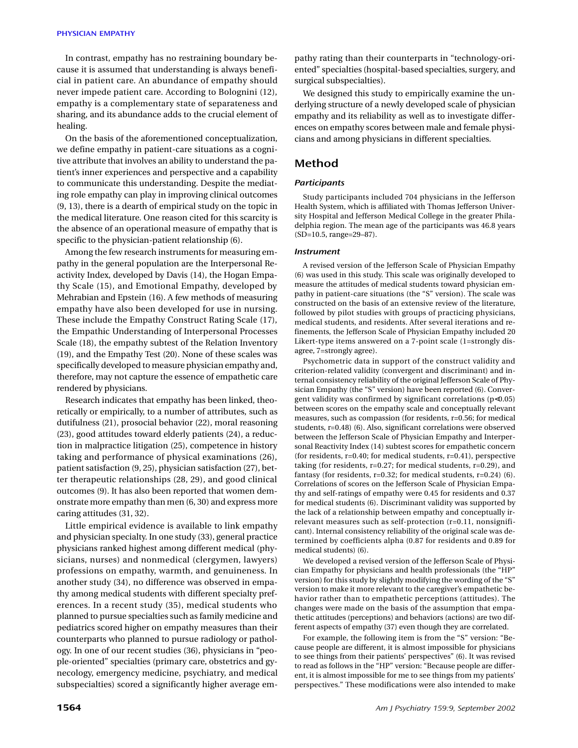In contrast, empathy has no restraining boundary because it is assumed that understanding is always beneficial in patient care. An abundance of empathy should never impede patient care. According to Bolognini (12), empathy is a complementary state of separateness and sharing, and its abundance adds to the crucial element of healing.

On the basis of the aforementioned conceptualization, we define empathy in patient-care situations as a cognitive attribute that involves an ability to understand the patient's inner experiences and perspective and a capability to communicate this understanding. Despite the mediating role empathy can play in improving clinical outcomes (9, 13), there is a dearth of empirical study on the topic in the medical literature. One reason cited for this scarcity is the absence of an operational measure of empathy that is specific to the physician-patient relationship (6).

Among the few research instruments for measuring empathy in the general population are the Interpersonal Reactivity Index, developed by Davis (14), the Hogan Empathy Scale (15), and Emotional Empathy, developed by Mehrabian and Epstein (16). A few methods of measuring empathy have also been developed for use in nursing. These include the Empathy Construct Rating Scale (17), the Empathic Understanding of Interpersonal Processes Scale (18), the empathy subtest of the Relation Inventory (19), and the Empathy Test (20). None of these scales was specifically developed to measure physician empathy and, therefore, may not capture the essence of empathetic care rendered by physicians.

Research indicates that empathy has been linked, theoretically or empirically, to a number of attributes, such as dutifulness (21), prosocial behavior (22), moral reasoning (23), good attitudes toward elderly patients (24), a reduction in malpractice litigation (25), competence in history taking and performance of physical examinations (26), patient satisfaction (9, 25), physician satisfaction (27), better therapeutic relationships (28, 29), and good clinical outcomes (9). It has also been reported that women demonstrate more empathy than men (6, 30) and express more caring attitudes (31, 32).

Little empirical evidence is available to link empathy and physician specialty. In one study (33), general practice physicians ranked highest among different medical (physicians, nurses) and nonmedical (clergymen, lawyers) professions on empathy, warmth, and genuineness. In another study (34), no difference was observed in empathy among medical students with different specialty preferences. In a recent study (35), medical students who planned to pursue specialties such as family medicine and pediatrics scored higher on empathy measures than their counterparts who planned to pursue radiology or pathology. In one of our recent studies (36), physicians in "people-oriented" specialties (primary care, obstetrics and gynecology, emergency medicine, psychiatry, and medical subspecialties) scored a significantly higher average empathy rating than their counterparts in "technology-oriented" specialties (hospital-based specialties, surgery, and surgical subspecialties).

We designed this study to empirically examine the underlying structure of a newly developed scale of physician empathy and its reliability as well as to investigate differences on empathy scores between male and female physicians and among physicians in different specialties.

## Method

### *Participants*

Study participants included 704 physicians in the Jefferson Health System, which is affiliated with Thomas Jefferson University Hospital and Jefferson Medical College in the greater Philadelphia region. The mean age of the participants was 46.8 years (SD=10.5, range=29–87).

### *Instrument*

A revised version of the Jefferson Scale of Physician Empathy (6) was used in this study. This scale was originally developed to measure the attitudes of medical students toward physician empathy in patient-care situations (the "S" version). The scale was constructed on the basis of an extensive review of the literature, followed by pilot studies with groups of practicing physicians, medical students, and residents. After several iterations and refinements, the Jefferson Scale of Physician Empathy included 20 Likert-type items answered on a 7-point scale (1=strongly disagree, 7=strongly agree).

Psychometric data in support of the construct validity and criterion-related validity (convergent and discriminant) and internal consistency reliability of the original Jefferson Scale of Physician Empathy (the "S" version) have been reported (6). Convergent validity was confirmed by significant correlations ($p<0.05$) between scores on the empathy scale and conceptually relevant measures, such as compassion (for residents, $r=0.56$; for medical students, $r=0.48$) (6). Also, significant correlations were observed between the Jefferson Scale of Physician Empathy and Interpersonal Reactivity Index (14) subtest scores for empathetic concern (for residents, $r=0.40$; for medical students, $r=0.41$), perspective taking (for residents, $r=0.27$; for medical students, $r=0.29$), and fantasy (for residents, $r=0.32$; for medical students, $r=0.24$) (6). Correlations of scores on the Jefferson Scale of Physician Empathy and self-ratings of empathy were 0.45 for residents and 0.37 for medical students (6). Discriminant validity was supported by the lack of a relationship between empathy and conceptually irrelevant measures such as self-protection ($r=0.11$, nonsignificant). Internal consistency reliability of the original scale was determined by coefficients alpha (0.87 for residents and 0.89 for medical students) (6).

We developed a revised version of the Jefferson Scale of Physician Empathy for physicians and health professionals (the "HP" version) for this study by slightly modifying the wording of the "S" version to make it more relevant to the caregiver's empathetic behavior rather than to empathetic perceptions (attitudes). The changes were made on the basis of the assumption that empathetic attitudes (perceptions) and behaviors (actions) are two different aspects of empathy (37) even though they are correlated.

For example, the following item is from the "S" version: "Because people are different, it is almost impossible for physicians to see things from their patients' perspectives" (6). It was revised to read as follows in the "HP" version: "Because people are different, it is almost impossible for me to see things from my patients' perspectives." These modifications were also intended to make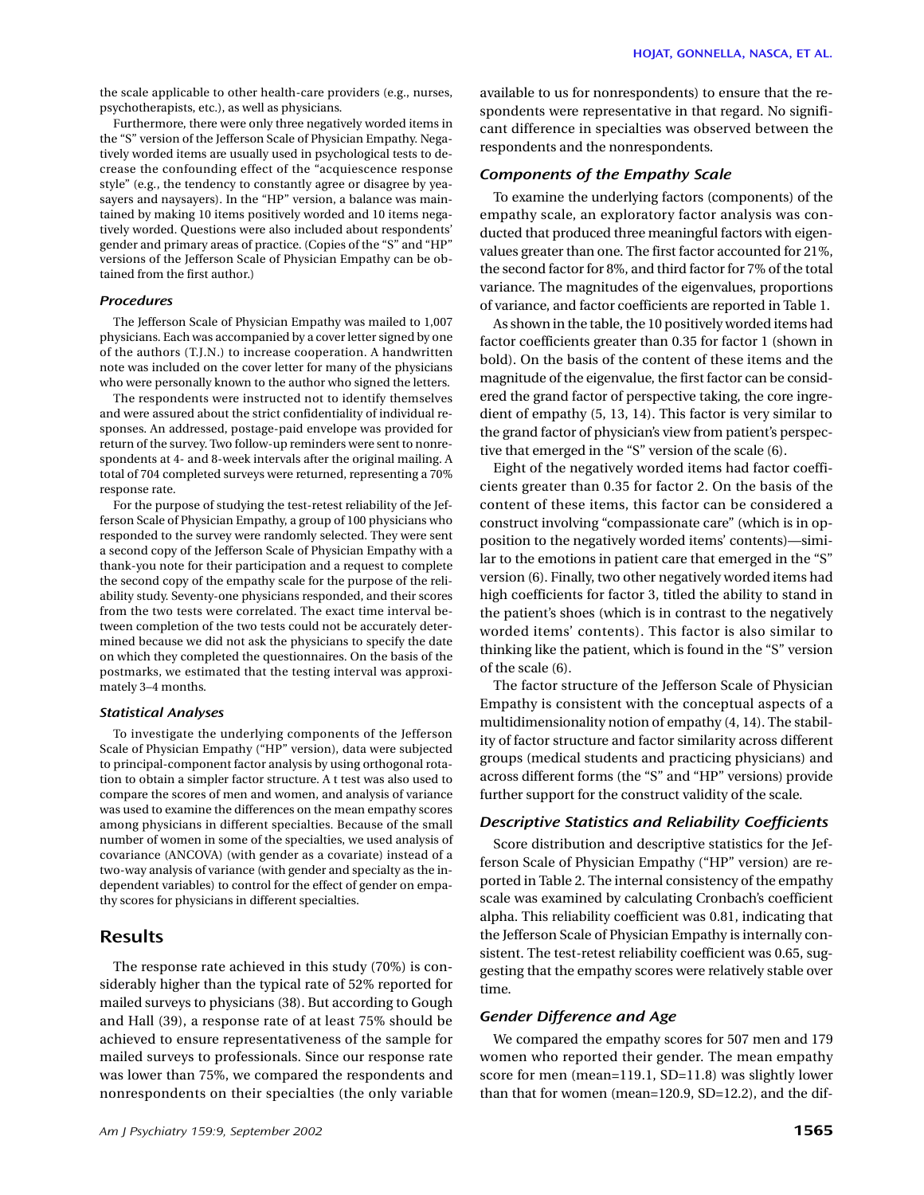the scale applicable to other health-care providers (e.g., nurses, psychotherapists, etc.), as well as physicians.

Furthermore, there were only three negatively worded items in the "S" version of the Jefferson Scale of Physician Empathy. Negatively worded items are usually used in psychological tests to decrease the confounding effect of the "acquiescence response style" (e.g., the tendency to constantly agree or disagree by yeasayers and naysayers). In the "HP" version, a balance was maintained by making 10 items positively worded and 10 items negatively worded. Questions were also included about respondents' gender and primary areas of practice. (Copies of the "S" and "HP" versions of the Jefferson Scale of Physician Empathy can be obtained from the first author.)

### *Procedures*

The Jefferson Scale of Physician Empathy was mailed to 1,007 physicians. Each was accompanied by a cover letter signed by one of the authors (T.J.N.) to increase cooperation. A handwritten note was included on the cover letter for many of the physicians who were personally known to the author who signed the letters.

The respondents were instructed not to identify themselves and were assured about the strict confidentiality of individual responses. An addressed, postage-paid envelope was provided for return of the survey. Two follow-up reminders were sent to nonrespondents at 4- and 8-week intervals after the original mailing. A total of 704 completed surveys were returned, representing a 70% response rate.

For the purpose of studying the test-retest reliability of the Jefferson Scale of Physician Empathy, a group of 100 physicians who responded to the survey were randomly selected. They were sent a second copy of the Jefferson Scale of Physician Empathy with a thank-you note for their participation and a request to complete the second copy of the empathy scale for the purpose of the reliability study. Seventy-one physicians responded, and their scores from the two tests were correlated. The exact time interval between completion of the two tests could not be accurately determined because we did not ask the physicians to specify the date on which they completed the questionnaires. On the basis of the postmarks, we estimated that the testing interval was approximately 3–4 months.

### *Statistical Analyses*

To investigate the underlying components of the Jefferson Scale of Physician Empathy ("HP" version), data were subjected to principal-component factor analysis by using orthogonal rotation to obtain a simpler factor structure. A t test was also used to compare the scores of men and women, and analysis of variance was used to examine the differences on the mean empathy scores among physicians in different specialties. Because of the small number of women in some of the specialties, we used analysis of covariance (ANCOVA) (with gender as a covariate) instead of a two-way analysis of variance (with gender and specialty as the independent variables) to control for the effect of gender on empathy scores for physicians in different specialties.

## Results

The response rate achieved in this study (70%) is considerably higher than the typical rate of 52% reported for mailed surveys to physicians (38). But according to Gough and Hall (39), a response rate of at least 75% should be achieved to ensure representativeness of the sample for mailed surveys to professionals. Since our response rate was lower than 75%, we compared the respondents and nonrespondents on their specialties (the only variable available to us for nonrespondents) to ensure that the respondents were representative in that regard. No significant difference in specialties was observed between the respondents and the nonrespondents.

### *Components of the Empathy Scale*

To examine the underlying factors (components) of the empathy scale, an exploratory factor analysis was conducted that produced three meaningful factors with eigenvalues greater than one. The first factor accounted for 21%, the second factor for 8%, and third factor for 7% of the total variance. The magnitudes of the eigenvalues, proportions of variance, and factor coefficients are reported in Table 1.

As shown in the table, the 10 positively worded items had factor coefficients greater than 0.35 for factor 1 (shown in bold). On the basis of the content of these items and the magnitude of the eigenvalue, the first factor can be considered the grand factor of perspective taking, the core ingredient of empathy (5, 13, 14). This factor is very similar to the grand factor of physician's view from patient's perspective that emerged in the "S" version of the scale (6).

Eight of the negatively worded items had factor coefficients greater than 0.35 for factor 2. On the basis of the content of these items, this factor can be considered a construct involving "compassionate care" (which is in opposition to the negatively worded items' contents)—similar to the emotions in patient care that emerged in the "S" version (6). Finally, two other negatively worded items had high coefficients for factor 3, titled the ability to stand in the patient's shoes (which is in contrast to the negatively worded items' contents). This factor is also similar to thinking like the patient, which is found in the "S" version of the scale (6).

The factor structure of the Jefferson Scale of Physician Empathy is consistent with the conceptual aspects of a multidimensionality notion of empathy (4, 14). The stability of factor structure and factor similarity across different groups (medical students and practicing physicians) and across different forms (the "S" and "HP" versions) provide further support for the construct validity of the scale.

### *Descriptive Statistics and Reliability Coefficients*

Score distribution and descriptive statistics for the Jefferson Scale of Physician Empathy ("HP" version) are reported in Table 2. The internal consistency of the empathy scale was examined by calculating Cronbach's coefficient alpha. This reliability coefficient was 0.81, indicating that the Jefferson Scale of Physician Empathy is internally consistent. The test-retest reliability coefficient was 0.65, suggesting that the empathy scores were relatively stable over time.

### *Gender Difference and Age*

We compared the empathy scores for 507 men and 179 women who reported their gender. The mean empathy score for men (mean=119.1, SD=11.8) was slightly lower than that for women (mean=120.9, SD=12.2), and the dif-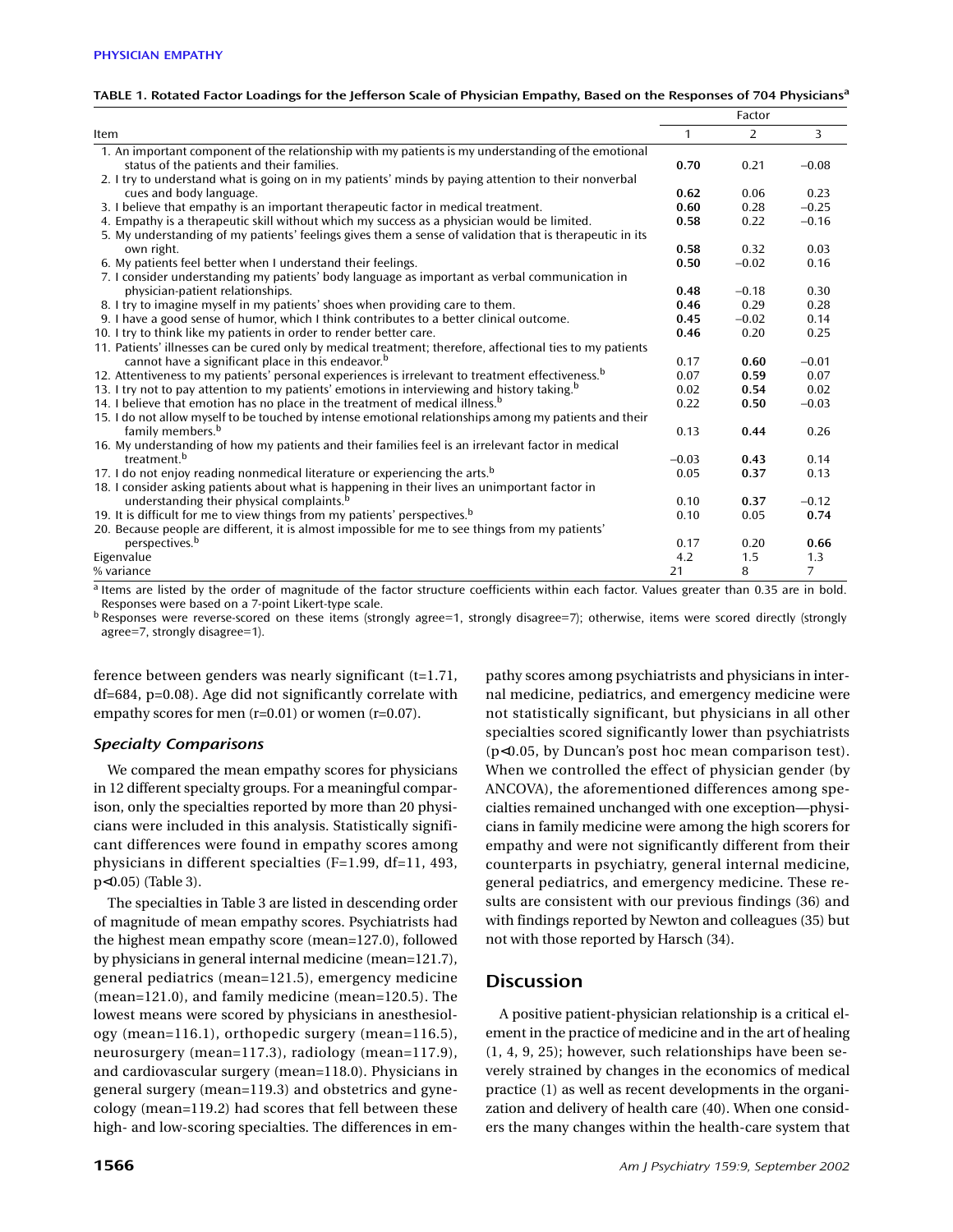**TABLE 1. Rotated Factor Loadings for the Jefferson Scale of Physician Empathy, Based on the Responses of 704 Physicians[a]**

| Item | Factor 1 | Factor 2 | Factor 3 |
|---|---|---|---|
| 1. An important component of the relationship with my patients is my understanding of the emotional status of the patients and their families. | **0.70** | 0.21 | −0.08 |
| 2. I try to understand what is going on in my patients' minds by paying attention to their nonverbal cues and body language. | **0.62** | 0.06 | 0.23 |
| 3. I believe that empathy is an important therapeutic factor in medical treatment. | **0.60** | 0.28 | −0.25 |
| 4. Empathy is a therapeutic skill without which my success as a physician would be limited. | **0.58** | 0.22 | −0.16 |
| 5. My understanding of my patients' feelings gives them a sense of validation that is therapeutic in its own right. | **0.58** | 0.32 | 0.03 |
| 6. My patients feel better when I understand their feelings. | **0.50** | −0.02 | 0.16 |
| 7. I consider understanding my patients' body language as important as verbal communication in physician-patient relationships. | **0.48** | −0.18 | 0.30 |
| 8. I try to imagine myself in my patients' shoes when providing care to them. | **0.46** | 0.29 | 0.28 |
| 9. I have a good sense of humor, which I think contributes to a better clinical outcome. | **0.45** | −0.02 | 0.14 |
| 10. I try to think like my patients in order to render better care. | **0.46** | 0.20 | 0.25 |
| 11. Patients' illnesses can be cured only by medical treatment; therefore, affectional ties to my patients cannot have a significant place in this endeavor.[b] | 0.17 | **0.60** | −0.01 |
| 12. Attentiveness to my patients' personal experiences is irrelevant to treatment effectiveness.[b] | 0.07 | **0.59** | 0.07 |
| 13. I try not to pay attention to my patients' emotions in interviewing and history taking.[b] | 0.02 | **0.54** | 0.02 |
| 14. I believe that emotion has no place in the treatment of medical illness.[b] | 0.22 | **0.50** | −0.03 |
| 15. I do not allow myself to be touched by intense emotional relationships among my patients and their family members.[b] | 0.13 | **0.44** | 0.26 |
| 16. My understanding of how my patients and their families feel is an irrelevant factor in medical treatment.[b] | −0.03 | **0.43** | 0.14 |
| 17. I do not enjoy reading nonmedical literature or experiencing the arts.[b] | 0.05 | **0.37** | 0.13 |
| 18. I consider asking patients about what is happening in their lives an unimportant factor in understanding their physical complaints.[b] | 0.10 | **0.37** | −0.12 |
| 19. It is difficult for me to view things from my patients' perspectives.[b] | 0.10 | 0.05 | **0.74** |
| 20. Because people are different, it is almost impossible for me to see things from my patients' perspectives.[b] | 0.17 | 0.20 | **0.66** |
| Eigenvalue | 4.2 | 1.5 | 1.3 |
| % variance | 21 | 8 | 7 |

[a] Items are listed by the order of magnitude of the factor structure coefficients within each factor. Values greater than 0.35 are in bold. Responses were based on a 7-point Likert-type scale.

[b] Responses were reverse-scored on these items (strongly agree=1, strongly disagree=7); otherwise, items were scored directly (strongly agree=7, strongly disagree=1).

ference between genders was nearly significant ($t=1.71$, $df=684$, $p=0.08$). Age did not significantly correlate with empathy scores for men ($r=0.01$) or women ($r=0.07$).

### *Specialty Comparisons*

We compared the mean empathy scores for physicians in 12 different specialty groups. For a meaningful comparison, only the specialties reported by more than 20 physicians were included in this analysis. Statistically significant differences were found in empathy scores among physicians in different specialties ($F=1.99$, $df=11, 493$, $p<0.05$) (Table 3).

The specialties in Table 3 are listed in descending order of magnitude of mean empathy scores. Psychiatrists had the highest mean empathy score (mean=127.0), followed by physicians in general internal medicine (mean=121.7), general pediatrics (mean=121.5), emergency medicine (mean=121.0), and family medicine (mean=120.5). The lowest means were scored by physicians in anesthesiology (mean=116.1), orthopedic surgery (mean=116.5), neurosurgery (mean=117.3), radiology (mean=117.9), and cardiovascular surgery (mean=118.0). Physicians in general surgery (mean=119.3) and obstetrics and gynecology (mean=119.2) had scores that fell between these high- and low-scoring specialties. The differences in empathy scores among psychiatrists and physicians in internal medicine, pediatrics, and emergency medicine were not statistically significant, but physicians in all other specialties scored significantly lower than psychiatrists ($p<0.05$, by Duncan's post hoc mean comparison test). When we controlled the effect of physician gender (by ANCOVA), the aforementioned differences among specialties remained unchanged with one exception—physicians in family medicine were among the high scorers for empathy and were not significantly different from their counterparts in psychiatry, general internal medicine, general pediatrics, and emergency medicine. These results are consistent with our previous findings (36) and with findings reported by Newton and colleagues (35) but not with those reported by Harsch (34).

## Discussion

A positive patient-physician relationship is a critical element in the practice of medicine and in the art of healing (1, 4, 9, 25); however, such relationships have been severely strained by changes in the economics of medical practice (1) as well as recent developments in the organization and delivery of health care (40). When one considers the many changes within the health-care system that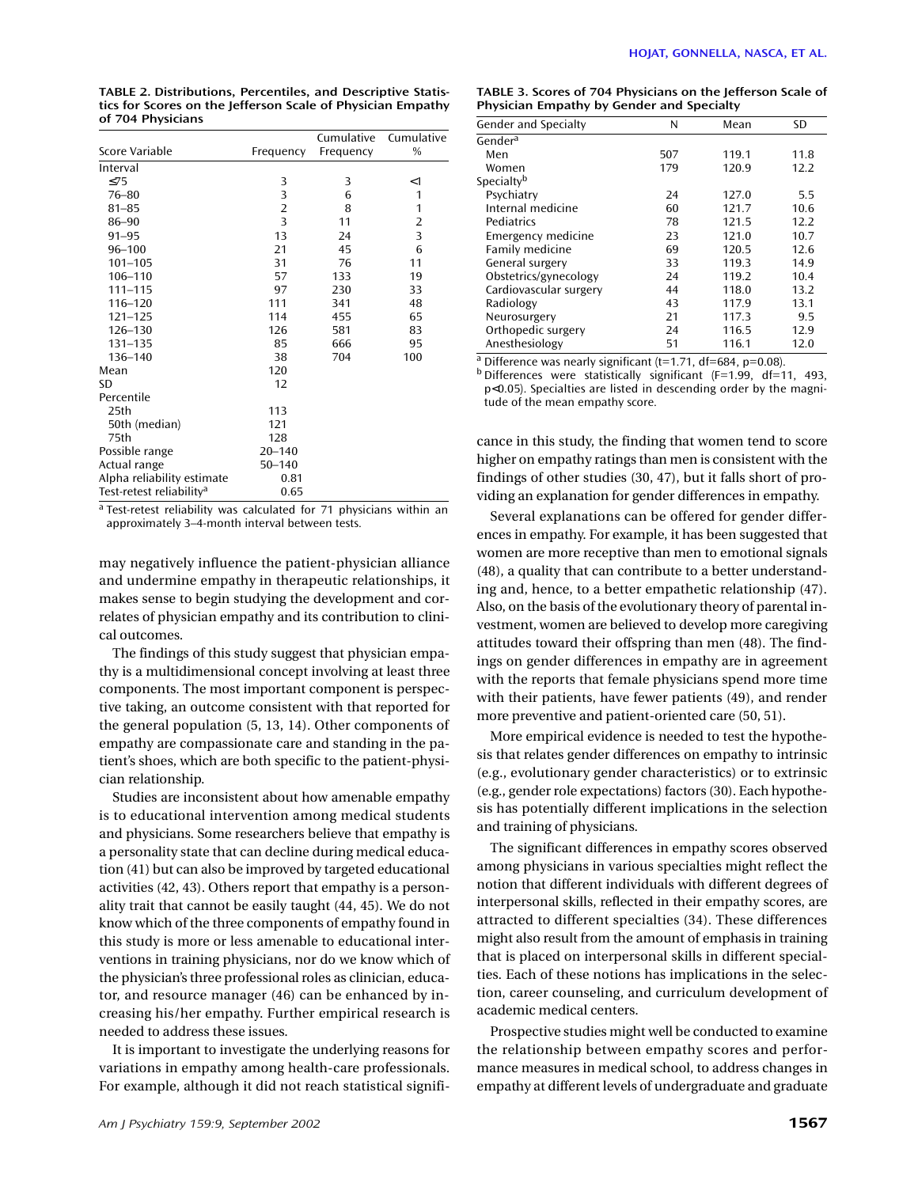**TABLE 2. Distributions, Percentiles, and Descriptive Statistics for Scores on the Jefferson Scale of Physician Empathy of 704 Physicians**

| Score Variable | Frequency | Cumulative Frequency | Cumulative % |
|---|---|---|---|
| Interval | | | |
| ≤75 | 3 | 3 | <1 |
| 76–80 | 3 | 6 | 1 |
| 81–85 | 2 | 8 | 1 |
| 86–90 | 3 | 11 | 2 |
| 91–95 | 13 | 24 | 3 |
| 96–100 | 21 | 45 | 6 |
| 101–105 | 31 | 76 | 11 |
| 106–110 | 57 | 133 | 19 |
| 111–115 | 97 | 230 | 33 |
| 116–120 | 111 | 341 | 48 |
| 121–125 | 114 | 455 | 65 |
| 126–130 | 126 | 581 | 83 |
| 131–135 | 85 | 666 | 95 |
| 136–140 | 38 | 704 | 100 |
| Mean | 120 | | |
| SD | 12 | | |
| Percentile | | | |
| 25th | 113 | | |
| 50th (median) | 121 | | |
| 75th | 128 | | |
| Possible range | 20–140 | | |
| Actual range | 50–140 | | |
| Alpha reliability estimate | 0.81 | | |
| Test-retest reliability[a] | 0.65 | | |

[a] Test-retest reliability was calculated for 71 physicians within an approximately 3–4-month interval between tests.

may negatively influence the patient-physician alliance and undermine empathy in therapeutic relationships, it makes sense to begin studying the development and correlates of physician empathy and its contribution to clinical outcomes.

The findings of this study suggest that physician empathy is a multidimensional concept involving at least three components. The most important component is perspective taking, an outcome consistent with that reported for the general population (5, 13, 14). Other components of empathy are compassionate care and standing in the patient's shoes, which are both specific to the patient-physician relationship.

Studies are inconsistent about how amenable empathy is to educational intervention among medical students and physicians. Some researchers believe that empathy is a personality state that can decline during medical education (41) but can also be improved by targeted educational activities (42, 43). Others report that empathy is a personality trait that cannot be easily taught (44, 45). We do not know which of the three components of empathy found in this study is more or less amenable to educational interventions in training physicians, nor do we know which of the physician's three professional roles as clinician, educator, and resource manager (46) can be enhanced by increasing his/her empathy. Further empirical research is needed to address these issues.

It is important to investigate the underlying reasons for variations in empathy among health-care professionals. For example, although it did not reach statistical significance in this study, the finding that women tend to score higher on empathy ratings than men is consistent with the findings of other studies (30, 47), but it falls short of providing an explanation for gender differences in empathy.

**TABLE 3. Scores of 704 Physicians on the Jefferson Scale of Physician Empathy by Gender and Specialty**

| Gender and Specialty | N | Mean | SD |
|---|---|---|---|
| Gender[a] | | | |
| Men | 507 | 119.1 | 11.8 |
| Women | 179 | 120.9 | 12.2 |
| Specialty[b] | | | |
| Psychiatry | 24 | 127.0 | 5.5 |
| Internal medicine | 60 | 121.7 | 10.6 |
| Pediatrics | 78 | 121.5 | 12.2 |
| Emergency medicine | 23 | 121.0 | 10.7 |
| Family medicine | 69 | 120.5 | 12.6 |
| General surgery | 33 | 119.3 | 14.9 |
| Obstetrics/gynecology | 24 | 119.2 | 10.4 |
| Cardiovascular surgery | 44 | 118.0 | 13.2 |
| Radiology | 43 | 117.9 | 13.1 |
| Neurosurgery | 21 | 117.3 | 9.5 |
| Orthopedic surgery | 24 | 116.5 | 12.9 |
| Anesthesiology | 51 | 116.1 | 12.0 |

[a] Difference was nearly significant ($t=1.71$, $df=684$, $p=0.08$).
[b] Differences were statistically significant ($F=1.99$, $df=11, 493$, $p<0.05$). Specialties are listed in descending order by the magnitude of the mean empathy score.

Several explanations can be offered for gender differences in empathy. For example, it has been suggested that women are more receptive than men to emotional signals (48), a quality that can contribute to a better understanding and, hence, to a better empathetic relationship (47). Also, on the basis of the evolutionary theory of parental investment, women are believed to develop more caregiving attitudes toward their offspring than men (48). The findings on gender differences in empathy are in agreement with the reports that female physicians spend more time with their patients, have fewer patients (49), and render more preventive and patient-oriented care (50, 51).

More empirical evidence is needed to test the hypothesis that relates gender differences on empathy to intrinsic (e.g., evolutionary gender characteristics) or to extrinsic (e.g., gender role expectations) factors (30). Each hypothesis has potentially different implications in the selection and training of physicians.

The significant differences in empathy scores observed among physicians in various specialties might reflect the notion that different individuals with different degrees of interpersonal skills, reflected in their empathy scores, are attracted to different specialties (34). These differences might also result from the amount of emphasis in training that is placed on interpersonal skills in different specialties. Each of these notions has implications in the selection, career counseling, and curriculum development of academic medical centers.

Prospective studies might well be conducted to examine the relationship between empathy scores and performance measures in medical school, to address changes in empathy at different levels of undergraduate and graduate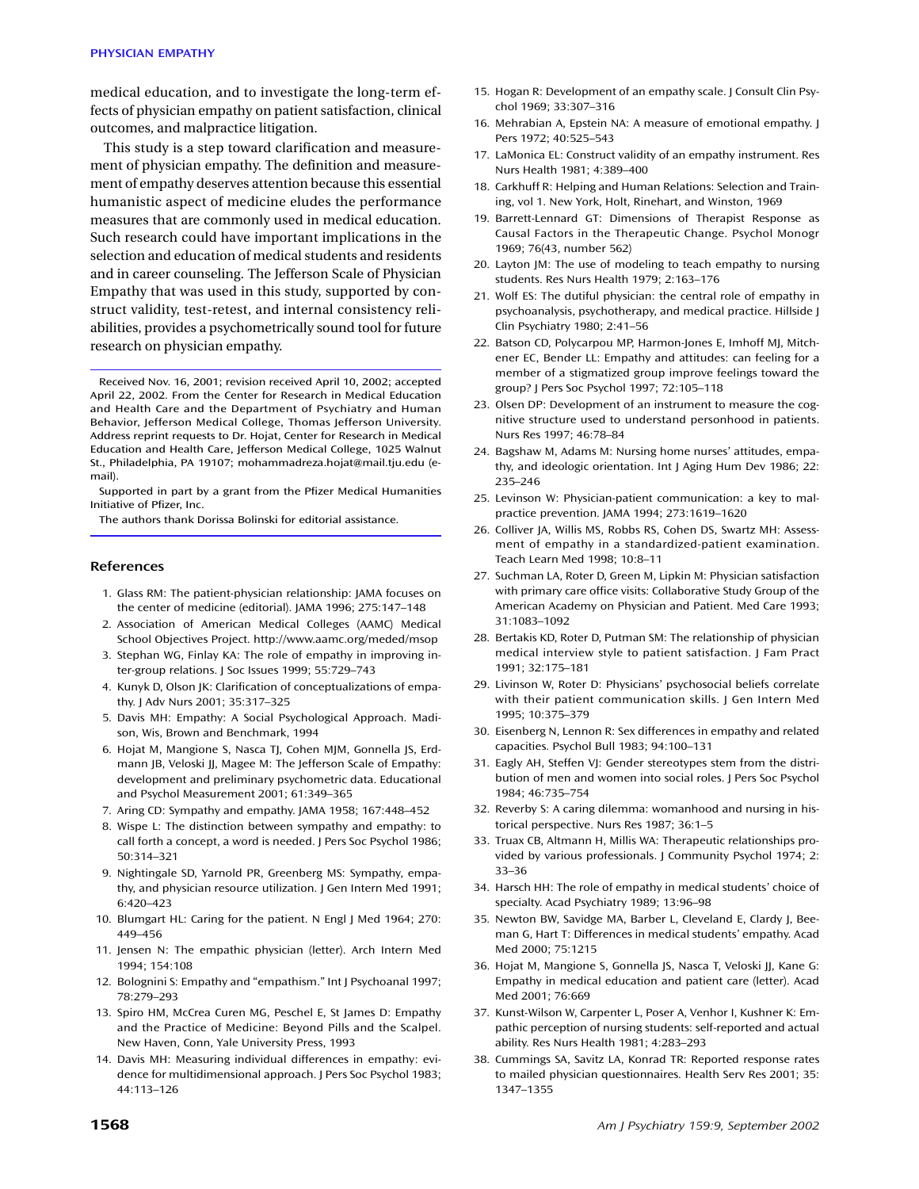medical education, and to investigate the long-term effects of physician empathy on patient satisfaction, clinical outcomes, and malpractice litigation.

This study is a step toward clarification and measurement of physician empathy. The definition and measurement of empathy deserves attention because this essential humanistic aspect of medicine eludes the performance measures that are commonly used in medical education. Such research could have important implications in the selection and education of medical students and residents and in career counseling. The Jefferson Scale of Physician Empathy that was used in this study, supported by construct validity, test-retest, and internal consistency reliabilities, provides a psychometrically sound tool for future research on physician empathy.

Received Nov. 16, 2001; revision received April 10, 2002; accepted April 22, 2002. From the Center for Research in Medical Education and Health Care and the Department of Psychiatry and Human Behavior, Jefferson Medical College, Thomas Jefferson University. Address reprint requests to Dr. Hojat, Center for Research in Medical Education and Health Care, Jefferson Medical College, 1025 Walnut St., Philadelphia, PA 19107; mohammadreza.hojat@mail.tju.edu (e-mail).

Supported in part by a grant from the Pfizer Medical Humanities Initiative of Pfizer, Inc.

The authors thank Dorissa Bolinski for editorial assistance.

## References

1. Glass RM: The patient-physician relationship: JAMA focuses on the center of medicine (editorial). JAMA 1996; 275:147–148
2. Association of American Medical Colleges (AAMC) Medical School Objectives Project. http://www.aamc.org/meded/msop
3. Stephan WG, Finlay KA: The role of empathy in improving inter-group relations. J Soc Issues 1999; 55:729–743
4. Kunyk D, Olson JK: Clarification of conceptualizations of empathy. J Adv Nurs 2001; 35:317–325
5. Davis MH: Empathy: A Social Psychological Approach. Madison, Wis, Brown and Benchmark, 1994
6. Hojat M, Mangione S, Nasca TJ, Cohen MJM, Gonnella JS, Erdmann JB, Veloski JJ, Magee M: The Jefferson Scale of Empathy: development and preliminary psychometric data. Educational and Psychol Measurement 2001; 61:349–365
7. Aring CD: Sympathy and empathy. JAMA 1958; 167:448–452
8. Wispe L: The distinction between sympathy and empathy: to call forth a concept, a word is needed. J Pers Soc Psychol 1986; 50:314–321
9. Nightingale SD, Yarnold PR, Greenberg MS: Sympathy, empathy, and physician resource utilization. J Gen Intern Med 1991; 6:420–423
10. Blumgart HL: Caring for the patient. N Engl J Med 1964; 270: 449–456
11. Jensen N: The empathic physician (letter). Arch Intern Med 1994; 154:108
12. Bolognini S: Empathy and "empathism." Int J Psychoanal 1997; 78:279–293
13. Spiro HM, McCrea Curen MG, Peschel E, St James D: Empathy and the Practice of Medicine: Beyond Pills and the Scalpel. New Haven, Conn, Yale University Press, 1993
14. Davis MH: Measuring individual differences in empathy: evidence for multidimensional approach. J Pers Soc Psychol 1983; 44:113–126
15. Hogan R: Development of an empathy scale. J Consult Clin Psychol 1969; 33:307–316
16. Mehrabian A, Epstein NA: A measure of emotional empathy. J Pers 1972; 40:525–543
17. LaMonica EL: Construct validity of an empathy instrument. Res Nurs Health 1981; 4:389–400
18. Carkhuff R: Helping and Human Relations: Selection and Training, vol 1. New York, Holt, Rinehart, and Winston, 1969
19. Barrett-Lennard GT: Dimensions of Therapist Response as Causal Factors in the Therapeutic Change. Psychol Monogr 1969; 76(43, number 562)
20. Layton JM: The use of modeling to teach empathy to nursing students. Res Nurs Health 1979; 2:163–176
21. Wolf ES: The dutiful physician: the central role of empathy in psychoanalysis, psychotherapy, and medical practice. Hillside J Clin Psychiatry 1980; 2:41–56
22. Batson CD, Polycarpou MP, Harmon-Jones E, Imhoff MJ, Mitchener EC, Bender LL: Empathy and attitudes: can feeling for a member of a stigmatized group improve feelings toward the group? J Pers Soc Psychol 1997; 72:105–118
23. Olsen DP: Development of an instrument to measure the cognitive structure used to understand personhood in patients. Nurs Res 1997; 46:78–84
24. Bagshaw M, Adams M: Nursing home nurses' attitudes, empathy, and ideologic orientation. Int J Aging Hum Dev 1986; 22: 235–246
25. Levinson W: Physician-patient communication: a key to malpractice prevention. JAMA 1994; 273:1619–1620
26. Colliver JA, Willis MS, Robbs RS, Cohen DS, Swartz MH: Assessment of empathy in a standardized-patient examination. Teach Learn Med 1998; 10:8–11
27. Suchman LA, Roter D, Green M, Lipkin M: Physician satisfaction with primary care office visits: Collaborative Study Group of the American Academy on Physician and Patient. Med Care 1993; 31:1083–1092
28. Bertakis KD, Roter D, Putman SM: The relationship of physician medical interview style to patient satisfaction. J Fam Pract 1991; 32:175–181
29. Livinson W, Roter D: Physicians' psychosocial beliefs correlate with their patient communication skills. J Gen Intern Med 1995; 10:375–379
30. Eisenberg N, Lennon R: Sex differences in empathy and related capacities. Psychol Bull 1983; 94:100–131
31. Eagly AH, Steffen VJ: Gender stereotypes stem from the distribution of men and women into social roles. J Pers Soc Psychol 1984; 46:735–754
32. Reverby S: A caring dilemma: womanhood and nursing in historical perspective. Nurs Res 1987; 36:1–5
33. Truax CB, Altmann H, Millis WA: Therapeutic relationships provided by various professionals. J Community Psychol 1974; 2: 33–36
34. Harsch HH: The role of empathy in medical students' choice of specialty. Acad Psychiatry 1989; 13:96–98
35. Newton BW, Savidge MA, Barber L, Cleveland E, Clardy J, Beeman G, Hart T: Differences in medical students' empathy. Acad Med 2000; 75:1215
36. Hojat M, Mangione S, Gonnella JS, Nasca T, Veloski JJ, Kane G: Empathy in medical education and patient care (letter). Acad Med 2001; 76:669
37. Kunst-Wilson W, Carpenter L, Poser A, Venhor I, Kushner K: Empathic perception of nursing students: self-reported and actual ability. Res Nurs Health 1981; 4:283–293
38. Cummings SA, Savitz LA, Konrad TR: Reported response rates to mailed physician questionnaires. Health Serv Res 2001; 35: 1347–1355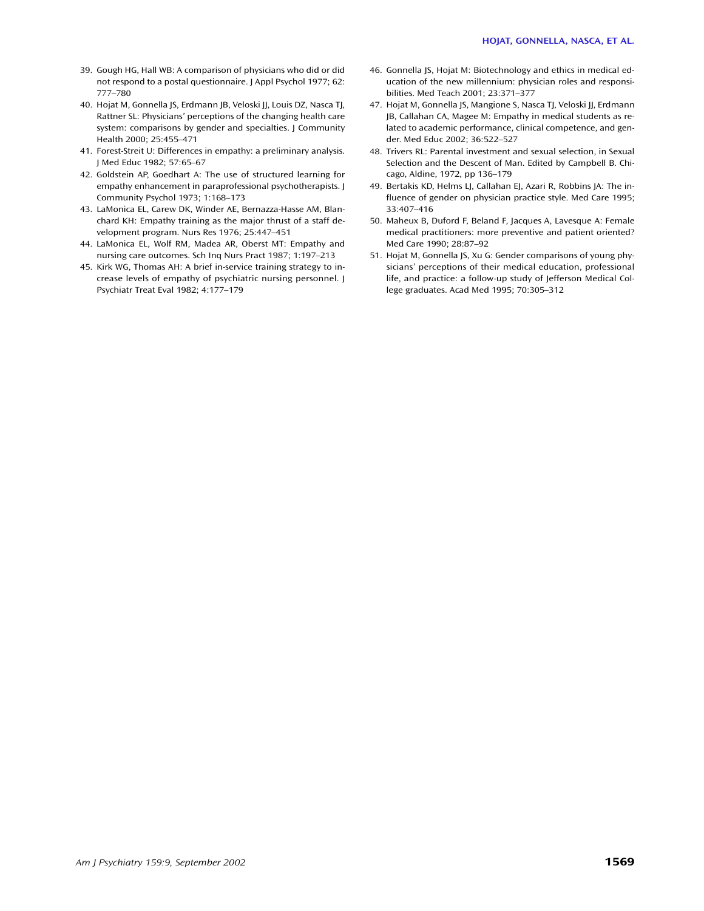39. Gough HG, Hall WB: A comparison of physicians who did or did not respond to a postal questionnaire. J Appl Psychol 1977; 62: 777–780
40. Hojat M, Gonnella JS, Erdmann JB, Veloski JJ, Louis DZ, Nasca TJ, Rattner SL: Physicians' perceptions of the changing health care system: comparisons by gender and specialties. J Community Health 2000; 25:455–471
41. Forest-Streit U: Differences in empathy: a preliminary analysis. J Med Educ 1982; 57:65–67
42. Goldstein AP, Goedhart A: The use of structured learning for empathy enhancement in paraprofessional psychotherapists. J Community Psychol 1973; 1:168–173
43. LaMonica EL, Carew DK, Winder AE, Bernazza-Hasse AM, Blanchard KH: Empathy training as the major thrust of a staff development program. Nurs Res 1976; 25:447–451
44. LaMonica EL, Wolf RM, Madea AR, Oberst MT: Empathy and nursing care outcomes. Sch Inq Nurs Pract 1987; 1:197–213
45. Kirk WG, Thomas AH: A brief in-service training strategy to increase levels of empathy of psychiatric nursing personnel. J Psychiatr Treat Eval 1982; 4:177–179
46. Gonnella JS, Hojat M: Biotechnology and ethics in medical education of the new millennium: physician roles and responsibilities. Med Teach 2001; 23:371–377
47. Hojat M, Gonnella JS, Mangione S, Nasca TJ, Veloski JJ, Erdmann JB, Callahan CA, Magee M: Empathy in medical students as related to academic performance, clinical competence, and gender. Med Educ 2002; 36:522–527
48. Trivers RL: Parental investment and sexual selection, in Sexual Selection and the Descent of Man. Edited by Campbell B. Chicago, Aldine, 1972, pp 136–179
49. Bertakis KD, Helms LJ, Callahan EJ, Azari R, Robbins JA: The influence of gender on physician practice style. Med Care 1995; 33:407–416
50. Maheux B, Duford F, Beland F, Jacques A, Lavesque A: Female medical practitioners: more preventive and patient oriented? Med Care 1990; 28:87–92
51. Hojat M, Gonnella JS, Xu G: Gender comparisons of young physicians' perceptions of their medical education, professional life, and practice: a follow-up study of Jefferson Medical College graduates. Acad Med 1995; 70:305–312